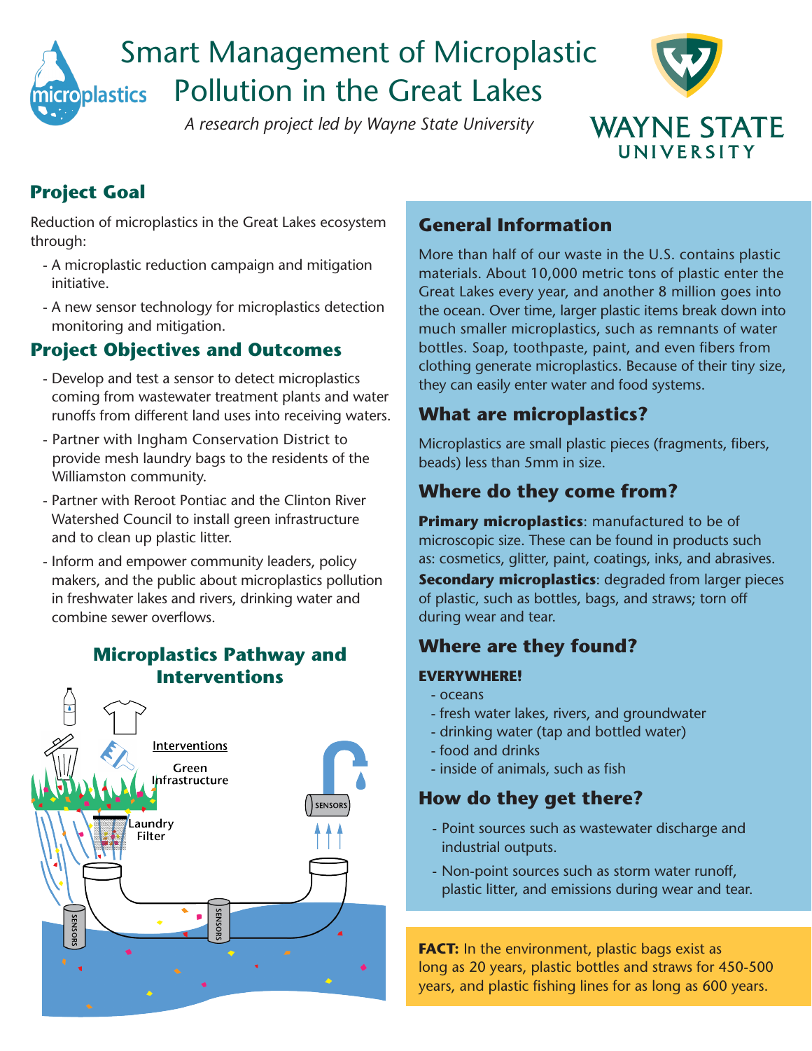# Smart Management of Microplastic Pollution in the Great Lakes

*A research project led by Wayne State University*

## Project Goal

Reduction of microplastics in the Great Lakes ecosystem through:

- A microplastic reduction campaign and mitigation initiative.
- A new sensor technology for microplastics detection monitoring and mitigation.

## Project Objectives and Outcomes

- Develop and test a sensor to detect microplastics coming from wastewater treatment plants and water runoffs from different land uses into receiving waters.
- Partner with Ingham Conservation District to provide mesh laundry bags to the residents of the Williamston community.
- Partner with Reroot Pontiac and the Clinton River Watershed Council to install green infrastructure and to clean up plastic litter.
- Inform and empower community leaders, policy makers, and the public about microplastics pollution in freshwater lakes and rivers, drinking water and combine sewer overflows.

### Microplastics Pathway and Interventions

Interventions

Green Infrastructure

Laundry Filter

SENSORS

SENSORS

SENSORS

## General Information

More than half of our waste in the U.S. contains plastic materials. About 10,000 metric tons of plastic enter the Great Lakes every year, and another 8 million goes into the ocean. Over time, larger plastic items break down into much smaller microplastics, such as remnants of water bottles. Soap, toothpaste, paint, and even fibers from clothing generate microplastics. Because of their tiny size, they can easily enter water and food systems.

## What are microplastics?

Microplastics are small plastic pieces (fragments, fibers, beads) less than 5mm in size.

## Where do they come from?

**Primary microplastics**: manufactured to be of microscopic size. These can be found in products such as: cosmetics, glitter, paint, coatings, inks, and abrasives.

**Secondary microplastics**: degraded from larger pieces of plastic, such as bottles, bags, and straws; torn off during wear and tear.

## Where are they found?

**EVERYWHERE!**

- oceans
- fresh water lakes, rivers, and groundwater
- drinking water (tap and bottled water)
- food and drinks
- inside of animals, such as fish

## How do they get there?

- Point sources such as wastewater discharge and industrial outputs.
- Non-point sources such as storm water runoff, plastic litter, and emissions during wear and tear.

**FACT:** In the environment, plastic bags exist as long as 20 years, plastic bottles and straws for 450-500 years, and plastic fishing lines for as long as 600 years.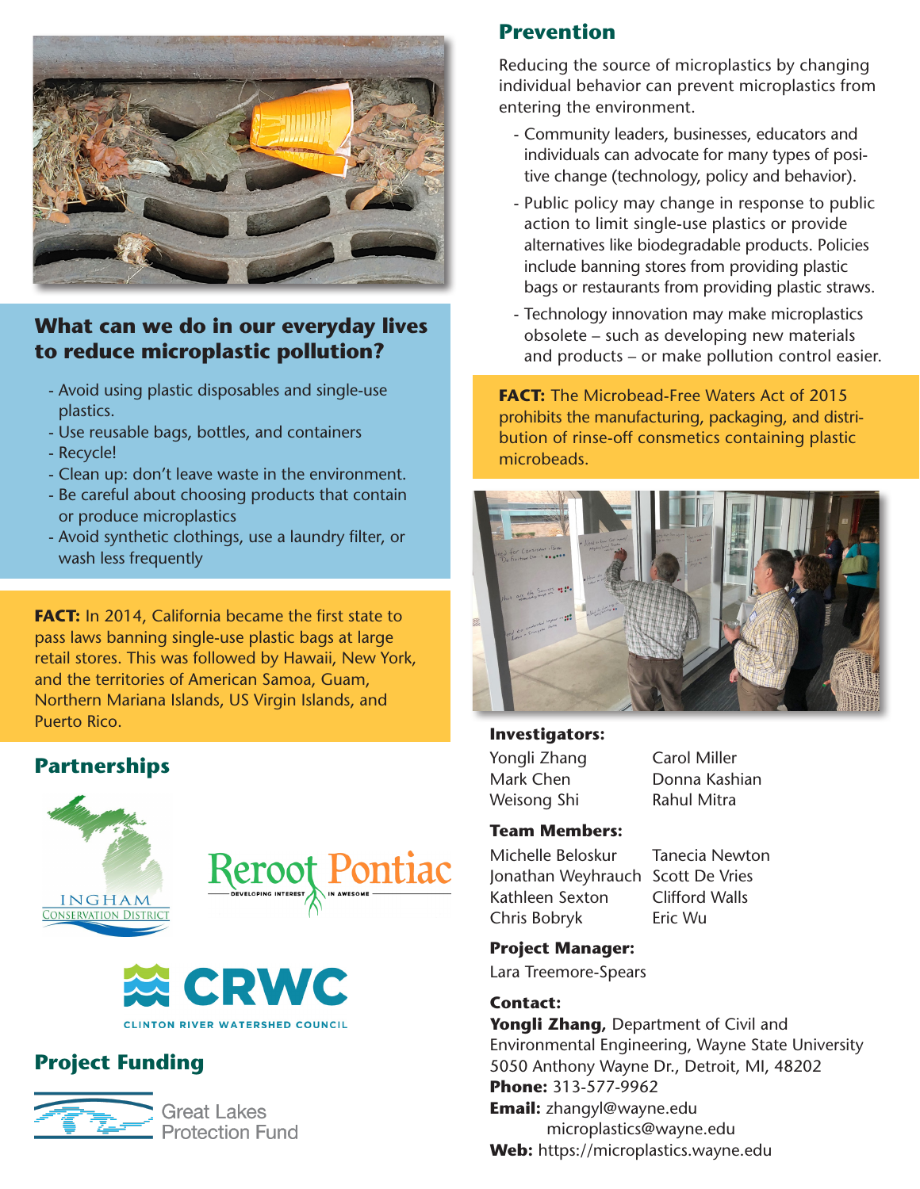## What can we do in our everyday lives to reduce microplastic pollution?

- Avoid using plastic disposables and single-use plastics.
- Use reusable bags, bottles, and containers
- Recycle!
- Clean up: don't leave waste in the environment.
- Be careful about choosing products that contain or produce microplastics
- Avoid synthetic clothings, use a laundry filter, or wash less frequently

**FACT:** In 2014, California became the first state to pass laws banning single-use plastic bags at large retail stores. This was followed by Hawaii, New York, and the territories of American Samoa, Guam, Northern Mariana Islands, US Virgin Islands, and Puerto Rico.

## Partnerships

Ingham Conservation District

Reroot Pontiac — Developing Interest in Awesome

CRWC — Clinton River Watershed Council

## Project Funding

Great Lakes Protection Fund

## Prevention

Reducing the source of microplastics by changing individual behavior can prevent microplastics from entering the environment.

- Community leaders, businesses, educators and individuals can advocate for many types of positive change (technology, policy and behavior).
- Public policy may change in response to public action to limit single-use plastics or provide alternatives like biodegradable products. Policies include banning stores from providing plastic bags or restaurants from providing plastic straws.
- Technology innovation may make microplastics obsolete – such as developing new materials and products – or make pollution control easier.

**FACT:** The Microbead-Free Waters Act of 2015 prohibits the manufacturing, packaging, and distribution of rinse-off consmetics containing plastic microbeads.

**Investigators:**

Yongli Zhang
Mark Chen
Weisong Shi
Carol Miller
Donna Kashian
Rahul Mitra

**Team Members:**

Michelle Beloskur
Jonathan Weyhrauch
Kathleen Sexton
Chris Bobryk
Tanecia Newton
Scott De Vries
Clifford Walls
Eric Wu

**Project Manager:**

Lara Treemore-Spears

**Contact:**

**Yongli Zhang**, Department of Civil and Environmental Engineering, Wayne State University
5050 Anthony Wayne Dr., Detroit, MI, 48202
**Phone:** 313-577-9962
**Email:** zhangyl@wayne.edu
microplastics@wayne.edu
**Web:** https://microplastics.wayne.edu